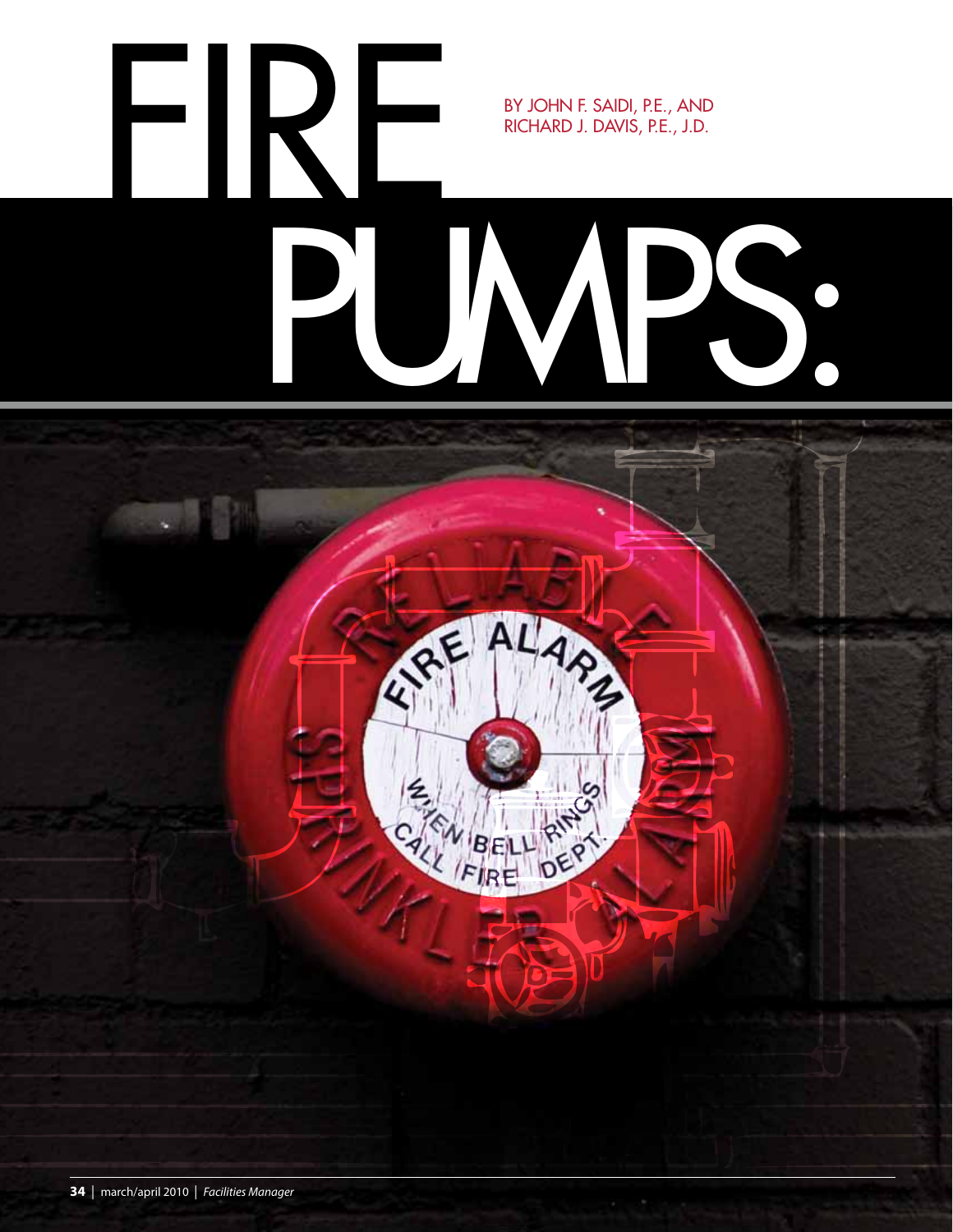# FIRE PUMPS:

BY JOHN F. SAIDI, P.E., AND RICHARD J. DAVIS, P.E., J.D.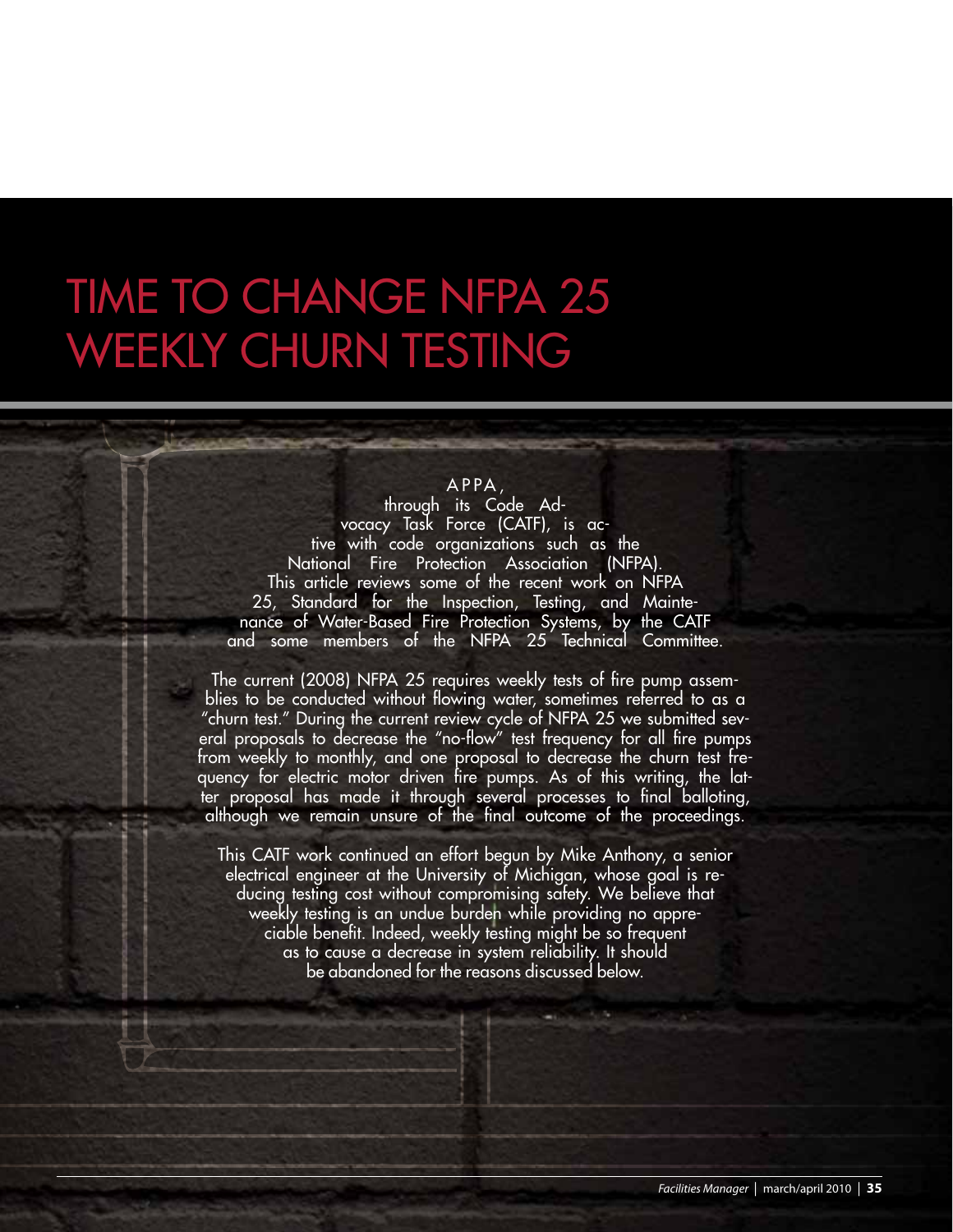# TIME TO CHANGE NFPA 25 WEEKLY CHURN TESTING

APPA, through its Code Advocacy Task Force (CATF), is active with code organizations such as the National Fire Protection Association (NFPA). This article reviews some of the recent work on NFPA 25, Standard for the Inspection, Testing, and Maintenance of Water-Based Fire Protection Systems, by the CATF and some members of the NFPA 25 Technical Committee.

The current (2008) NFPA 25 requires weekly tests of fire pump assemblies to be conducted without flowing water, sometimes referred to as a "churn test." During the current review cycle of NFPA 25 we submitted several proposals to decrease the "no-flow" test frequency for all fire pumps from weekly to monthly, and one proposal to decrease the churn test frequency for electric motor driven fire pumps. As of this writing, the latter proposal has made it through several processes to final balloting, although we remain unsure of the final outcome of the proceedings.

This CATF work continued an effort begun by Mike Anthony, a senior electrical engineer at the University of Michigan, whose goal is reducing testing cost without compromising safety. We believe that weekly testing is an undue burden while providing no appreciable benefit. Indeed, weekly testing might be so frequent as to cause a decrease in system reliability. It should be abandoned for the reasons discussed below.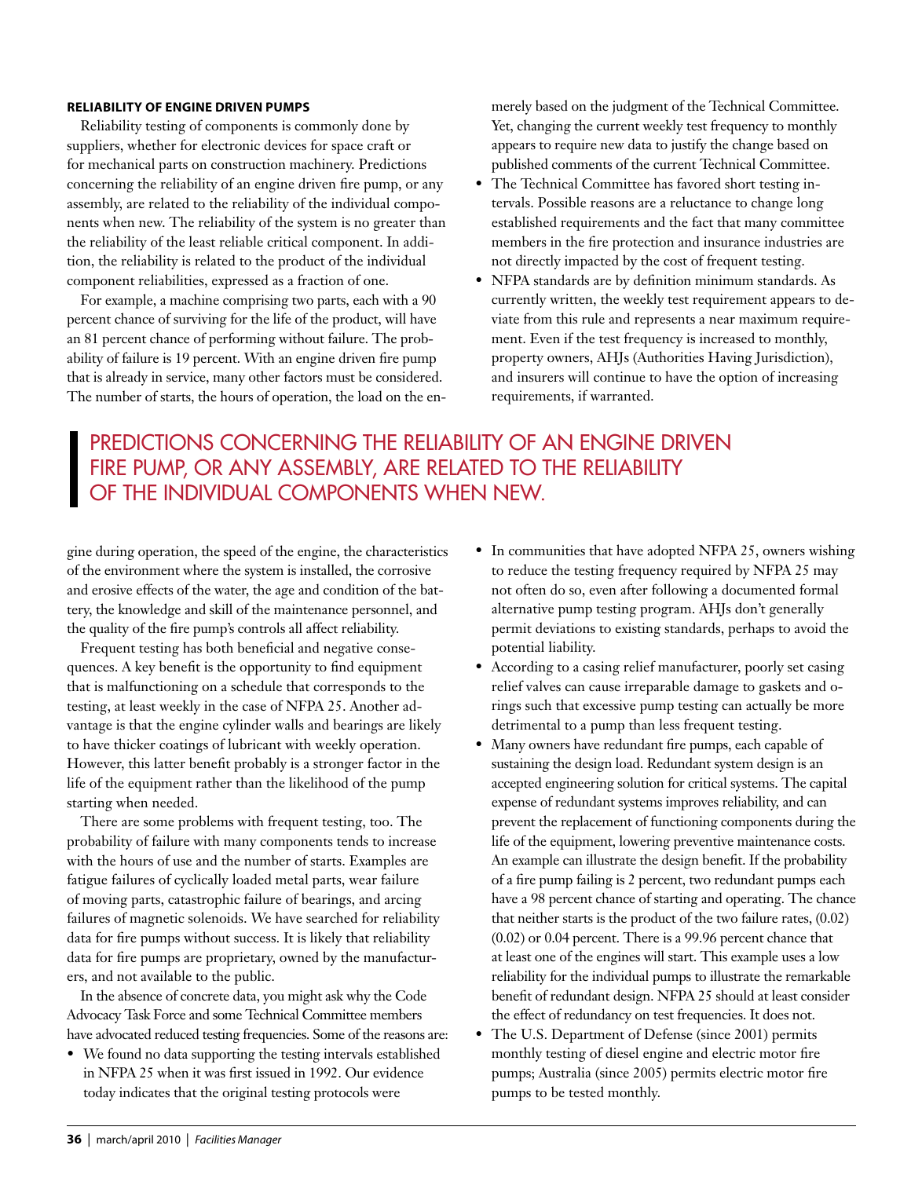### RELIABILITY OF ENGINE DRIVEN PUMPS

Reliability testing of components is commonly done by suppliers, whether for electronic devices for space craft or for mechanical parts on construction machinery. Predictions concerning the reliability of an engine driven fire pump, or any assembly, are related to the reliability of the individual components when new. The reliability of the system is no greater than the reliability of the least reliable critical component. In addition, the reliability is related to the product of the individual component reliabilities, expressed as a fraction of one.

For example, a machine comprising two parts, each with a 90 percent chance of surviving for the life of the product, will have an 81 percent chance of performing without failure. The probability of failure is 19 percent. With an engine driven fire pump that is already in service, many other factors must be considered. The number of starts, the hours of operation, the load on the engine during operation, the speed of the engine, the characteristics of the environment where the system is installed, the corrosive and erosive effects of the water, the age and condition of the battery, the knowledge and skill of the maintenance personnel, and the quality of the fire pump's controls all affect reliability.

Frequent testing has both beneficial and negative consequences. A key benefit is the opportunity to find equipment that is malfunctioning on a schedule that corresponds to the testing, at least weekly in the case of NFPA 25. Another advantage is that the engine cylinder walls and bearings are likely to have thicker coatings of lubricant with weekly operation. However, this latter benefit probably is a stronger factor in the life of the equipment rather than the likelihood of the pump starting when needed.

There are some problems with frequent testing, too. The probability of failure with many components tends to increase with the hours of use and the number of starts. Examples are fatigue failures of cyclically loaded metal parts, wear failure of moving parts, catastrophic failure of bearings, and arcing failures of magnetic solenoids. We have searched for reliability data for fire pumps without success. It is likely that reliability data for fire pumps are proprietary, owned by the manufacturers, and not available to the public.

In the absence of concrete data, you might ask why the Code Advocacy Task Force and some Technical Committee members have advocated reduced testing frequencies. Some of the reasons are:

- We found no data supporting the testing intervals established in NFPA 25 when it was first issued in 1992. Our evidence today indicates that the original testing protocols were merely based on the judgment of the Technical Committee. Yet, changing the current weekly test frequency to monthly appears to require new data to justify the change based on published comments of the current Technical Committee.
- The Technical Committee has favored short testing intervals. Possible reasons are a reluctance to change long established requirements and the fact that many committee members in the fire protection and insurance industries are not directly impacted by the cost of frequent testing.
- NFPA standards are by definition minimum standards. As currently written, the weekly test requirement appears to deviate from this rule and represents a near maximum requirement. Even if the test frequency is increased to monthly, property owners, AHJs (Authorities Having Jurisdiction), and insurers will continue to have the option of increasing requirements, if warranted.

> PREDICTIONS CONCERNING THE RELIABILITY OF AN ENGINE DRIVEN FIRE PUMP, OR ANY ASSEMBLY, ARE RELATED TO THE RELIABILITY OF THE INDIVIDUAL COMPONENTS WHEN NEW.

- In communities that have adopted NFPA 25, owners wishing to reduce the testing frequency required by NFPA 25 may not often do so, even after following a documented formal alternative pump testing program. AHJs don't generally permit deviations to existing standards, perhaps to avoid the potential liability.
- According to a casing relief manufacturer, poorly set casing relief valves can cause irreparable damage to gaskets and o-rings such that excessive pump testing can actually be more detrimental to a pump than less frequent testing.
- Many owners have redundant fire pumps, each capable of sustaining the design load. Redundant system design is an accepted engineering solution for critical systems. The capital expense of redundant systems improves reliability, and can prevent the replacement of functioning components during the life of the equipment, lowering preventive maintenance costs. An example can illustrate the design benefit. If the probability of a fire pump failing is 2 percent, two redundant pumps each have a 98 percent chance of starting and operating. The chance that neither starts is the product of the two failure rates, (0.02)(0.02) or 0.04 percent. There is a 99.96 percent chance that at least one of the engines will start. This example uses a low reliability for the individual pumps to illustrate the remarkable benefit of redundant design. NFPA 25 should at least consider the effect of redundancy on test frequencies. It does not.
- The U.S. Department of Defense (since 2001) permits monthly testing of diesel engine and electric motor fire pumps; Australia (since 2005) permits electric motor fire pumps to be tested monthly.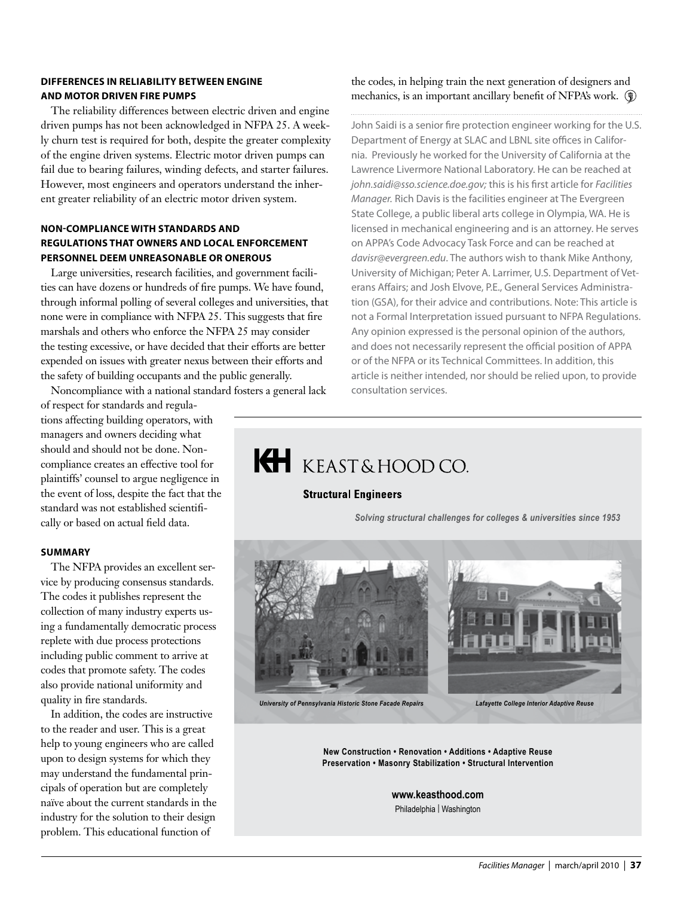### DIFFERENCES IN RELIABILITY BETWEEN ENGINE AND MOTOR DRIVEN FIRE PUMPS

The reliability differences between electric driven and engine driven pumps has not been acknowledged in NFPA 25. A weekly churn test is required for both, despite the greater complexity of the engine driven systems. Electric motor driven pumps can fail due to bearing failures, winding defects, and starter failures. However, most engineers and operators understand the inherent greater reliability of an electric motor driven system.

### NON-COMPLIANCE WITH STANDARDS AND REGULATIONS THAT OWNERS AND LOCAL ENFORCEMENT PERSONNEL DEEM UNREASONABLE OR ONEROUS

Large universities, research facilities, and government facilities can have dozens or hundreds of fire pumps. We have found, through informal polling of several colleges and universities, that none were in compliance with NFPA 25. This suggests that fire marshals and others who enforce the NFPA 25 may consider the testing excessive, or have decided that their efforts are better expended on issues with greater nexus between their efforts and the safety of building occupants and the public generally.

Noncompliance with a national standard fosters a general lack of respect for standards and regulations affecting building operators, with managers and owners deciding what should and should not be done. Noncompliance creates an effective tool for plaintiffs' counsel to argue negligence in the event of loss, despite the fact that the standard was not established scientifically or based on actual field data.

### SUMMARY

The NFPA provides an excellent service by producing consensus standards. The codes it publishes represent the collection of many industry experts using a fundamentally democratic process replete with due process protections including public comment to arrive at codes that promote safety. The codes also provide national uniformity and quality in fire standards.

In addition, the codes are instructive to the reader and user. This is a great help to young engineers who are called upon to design systems for which they may understand the fundamental principals of operation but are completely naïve about the current standards in the industry for the solution to their design problem. This educational function of the codes, in helping train the next generation of designers and mechanics, is an important ancillary benefit of NFPA's work.

John Saidi is a senior fire protection engineer working for the U.S. Department of Energy at SLAC and LBNL site offices in California. Previously he worked for the University of California at the Lawrence Livermore National Laboratory. He can be reached at *john.saidi@sso.science.doe.gov;* this is his first article for *Facilities Manager.* Rich Davis is the facilities engineer at The Evergreen State College, a public liberal arts college in Olympia, WA. He is licensed in mechanical engineering and is an attorney. He serves on APPA's Code Advocacy Task Force and can be reached at *davisr@evergreen.edu*. The authors wish to thank Mike Anthony, University of Michigan; Peter A. Larrimer, U.S. Department of Veterans Affairs; and Josh Elvove, P.E., General Services Administration (GSA), for their advice and contributions. Note: This article is not a Formal Interpretation issued pursuant to NFPA Regulations. Any opinion expressed is the personal opinion of the authors, and does not necessarily represent the official position of APPA or of the NFPA or its Technical Committees. In addition, this article is neither intended, nor should be relied upon, to provide consultation services.

KH KEAST & HOOD CO.

**Structural Engineers**

*Solving structural challenges for colleges & universities since 1953*

*University of Pennsylvania Historic Stone Facade Repairs*

*Lafayette College Interior Adaptive Reuse*

**New Construction • Renovation • Additions • Adaptive Reuse**
**Preservation • Masonry Stabilization • Structural Intervention**

**www.keasthood.com**
Philadelphia | Washington